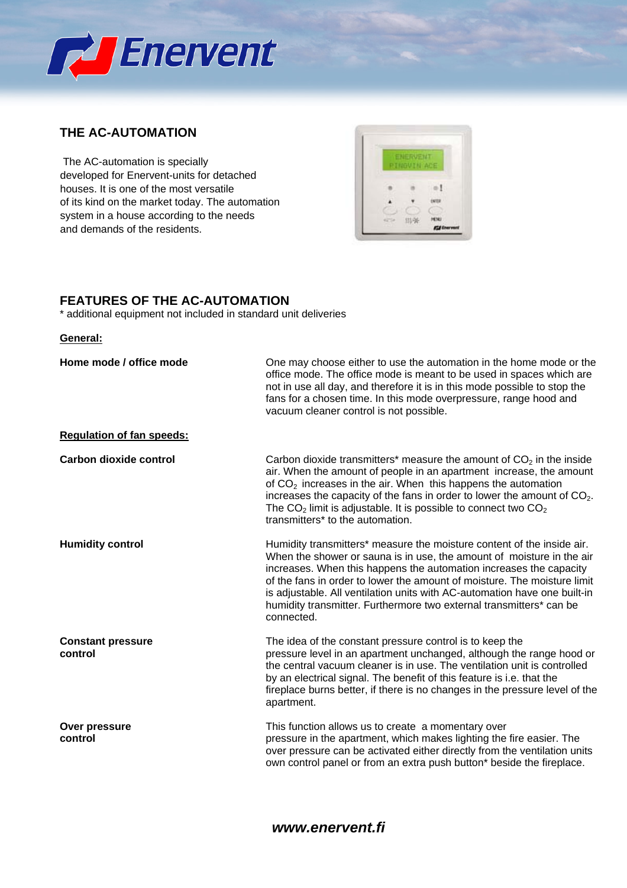## THE AC-AUTOMATION

The AC-automation is specially developed for Enervent-units for detached houses. It is one of the most versatile of its kind on the market today. The automation system in a house according to the needs and demands of the residents.

## FEATURES OF THE AC-AUTOMATION

* additional equipment not included in standard unit deliveries

**General:**

| | |
|---|---|
| **Home mode / office mode** | One may choose either to use the automation in the home mode or the office mode. The office mode is meant to be used in spaces which are not in use all day, and therefore it is in this mode possible to stop the fans for a chosen time. In this mode overpressure, range hood and vacuum cleaner control is not possible. |

**Regulation of fan speeds:**

| | |
|---|---|
| **Carbon dioxide control** | Carbon dioxide transmitters* measure the amount of $CO_2$ in the inside air. When the amount of people in an apartment increase, the amount of $CO_2$ increases in the air. When this happens the automation increases the capacity of the fans in order to lower the amount of $CO_2$. The $CO_2$ limit is adjustable. It is possible to connect two $CO_2$ transmitters* to the automation. |
| **Humidity control** | Humidity transmitters* measure the moisture content of the inside air. When the shower or sauna is in use, the amount of moisture in the air increases. When this happens the automation increases the capacity of the fans in order to lower the amount of moisture. The moisture limit is adjustable. All ventilation units with AC-automation have one built-in humidity transmitter. Furthermore two external transmitters* can be connected. |
| **Constant pressure control** | The idea of the constant pressure control is to keep the pressure level in an apartment unchanged, although the range hood or the central vacuum cleaner is in use. The ventilation unit is controlled by an electrical signal. The benefit of this feature is i.e. that the fireplace burns better, if there is no changes in the pressure level of the apartment. |
| **Over pressure control** | This function allows us to create a momentary over pressure in the apartment, which makes lighting the fire easier. The over pressure can be activated either directly from the ventilation units own control panel or from an extra push button* beside the fireplace. |

***www.enervent.fi***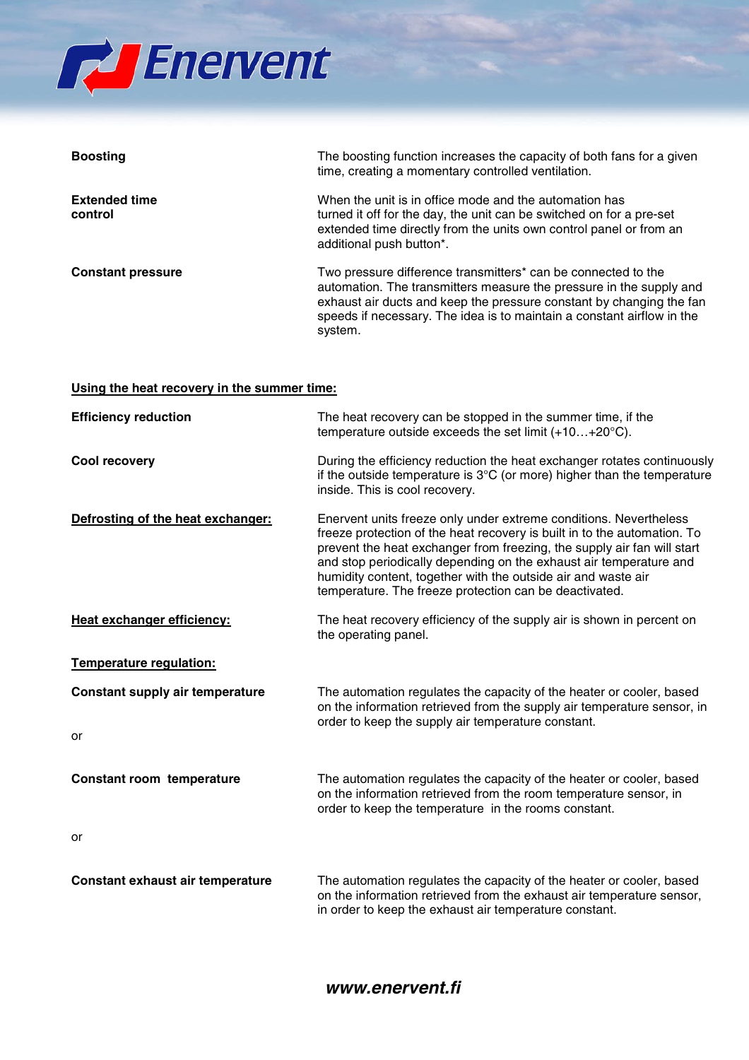**Boosting**

The boosting function increases the capacity of both fans for a given time, creating a momentary controlled ventilation.

**Extended time control**

When the unit is in office mode and the automation has turned it off for the day, the unit can be switched on for a pre-set extended time directly from the units own control panel or from an additional push button*.

**Constant pressure**

Two pressure difference transmitters* can be connected to the automation. The transmitters measure the pressure in the supply and exhaust air ducts and keep the pressure constant by changing the fan speeds if necessary. The idea is to maintain a constant airflow in the system.

## Using the heat recovery in the summer time:

**Efficiency reduction**

The heat recovery can be stopped in the summer time, if the temperature outside exceeds the set limit (+10…+20°C).

**Cool recovery**

During the efficiency reduction the heat exchanger rotates continuously if the outside temperature is 3°C (or more) higher than the temperature inside. This is cool recovery.

## Defrosting of the heat exchanger:

Enervent units freeze only under extreme conditions. Nevertheless freeze protection of the heat recovery is built in to the automation. To prevent the heat exchanger from freezing, the supply air fan will start and stop periodically depending on the exhaust air temperature and humidity content, together with the outside air and waste air temperature. The freeze protection can be deactivated.

## Heat exchanger efficiency:

The heat recovery efficiency of the supply air is shown in percent on the operating panel.

## Temperature regulation:

**Constant supply air temperature**

The automation regulates the capacity of the heater or cooler, based on the information retrieved from the supply air temperature sensor, in order to keep the supply air temperature constant.

or

**Constant room temperature**

The automation regulates the capacity of the heater or cooler, based on the information retrieved from the room temperature sensor, in order to keep the temperature in the rooms constant.

or

**Constant exhaust air temperature**

The automation regulates the capacity of the heater or cooler, based on the information retrieved from the exhaust air temperature sensor, in order to keep the exhaust air temperature constant.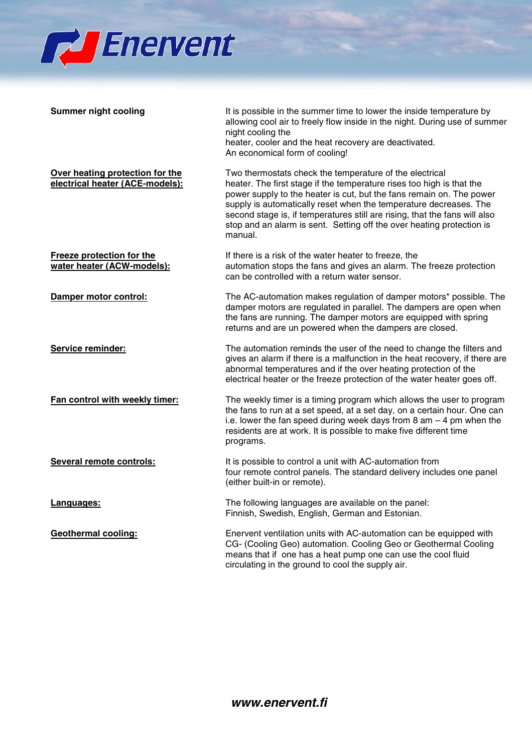**Summer night cooling**

It is possible in the summer time to lower the inside temperature by allowing cool air to freely flow inside in the night. During use of summer night cooling the heater, cooler and the heat recovery are deactivated. An economical form of cooling!

**Over heating protection for the electrical heater (ACE-models):**

Two thermostats check the temperature of the electrical heater. The first stage if the temperature rises too high is that the power supply to the heater is cut, but the fans remain on. The power supply is automatically reset when the temperature decreases. The second stage is, if temperatures still are rising, that the fans will also stop and an alarm is sent. Setting off the over heating protection is manual.

**Freeze protection for the water heater (ACW-models):**

If there is a risk of the water heater to freeze, the automation stops the fans and gives an alarm. The freeze protection can be controlled with a return water sensor.

**Damper motor control:**

The AC-automation makes regulation of damper motors* possible. The damper motors are regulated in parallel. The dampers are open when the fans are running. The damper motors are equipped with spring returns and are un powered when the dampers are closed.

**Service reminder:**

The automation reminds the user of the need to change the filters and gives an alarm if there is a malfunction in the heat recovery, if there are abnormal temperatures and if the over heating protection of the electrical heater or the freeze protection of the water heater goes off.

**Fan control with weekly timer:**

The weekly timer is a timing program which allows the user to program the fans to run at a set speed, at a set day, on a certain hour. One can i.e. lower the fan speed during week days from 8 am – 4 pm when the residents are at work. It is possible to make five different time programs.

**Several remote controls:**

It is possible to control a unit with AC-automation from four remote control panels. The standard delivery includes one panel (either built-in or remote).

**Languages:**

The following languages are available on the panel: Finnish, Swedish, English, German and Estonian.

**Geothermal cooling:**

Enervent ventilation units with AC-automation can be equipped with CG- (Cooling Geo) automation. Cooling Geo or Geothermal Cooling means that if one has a heat pump one can use the cool fluid circulating in the ground to cool the supply air.

***www.enervent.fi***